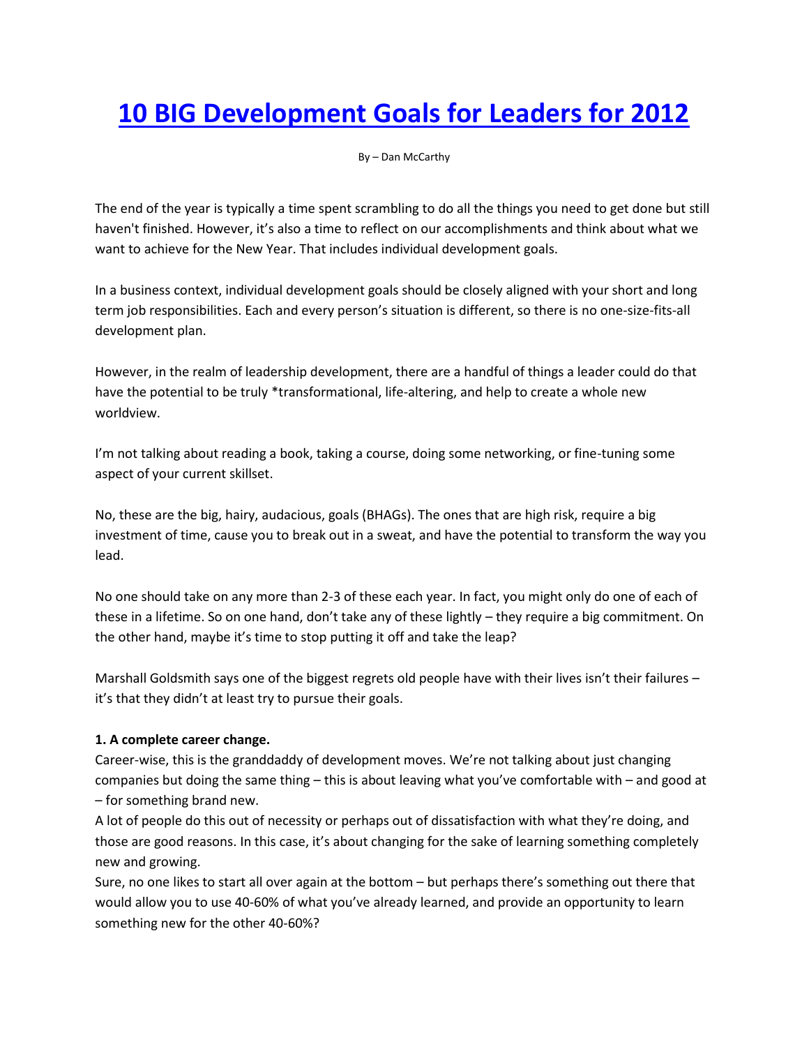# 10 BIG Development Goals for Leaders for 2012

By – Dan McCarthy

The end of the year is typically a time spent scrambling to do all the things you need to get done but still haven't finished. However, it's also a time to reflect on our accomplishments and think about what we want to achieve for the New Year. That includes individual development goals.

In a business context, individual development goals should be closely aligned with your short and long term job responsibilities. Each and every person's situation is different, so there is no one-size-fits-all development plan.

However, in the realm of leadership development, there are a handful of things a leader could do that have the potential to be truly *transformational, life-altering, and help to create a whole new worldview.

I'm not talking about reading a book, taking a course, doing some networking, or fine-tuning some aspect of your current skillset.

No, these are the big, hairy, audacious, goals (BHAGs). The ones that are high risk, require a big investment of time, cause you to break out in a sweat, and have the potential to transform the way you lead.

No one should take on any more than 2-3 of these each year. In fact, you might only do one of each of these in a lifetime. So on one hand, don't take any of these lightly – they require a big commitment. On the other hand, maybe it's time to stop putting it off and take the leap?

Marshall Goldsmith says one of the biggest regrets old people have with their lives isn't their failures – it's that they didn't at least try to pursue their goals.

**1. A complete career change.**
Career-wise, this is the granddaddy of development moves. We're not talking about just changing companies but doing the same thing – this is about leaving what you've comfortable with – and good at – for something brand new.
A lot of people do this out of necessity or perhaps out of dissatisfaction with what they're doing, and those are good reasons. In this case, it's about changing for the sake of learning something completely new and growing.
Sure, no one likes to start all over again at the bottom – but perhaps there's something out there that would allow you to use 40-60% of what you've already learned, and provide an opportunity to learn something new for the other 40-60%?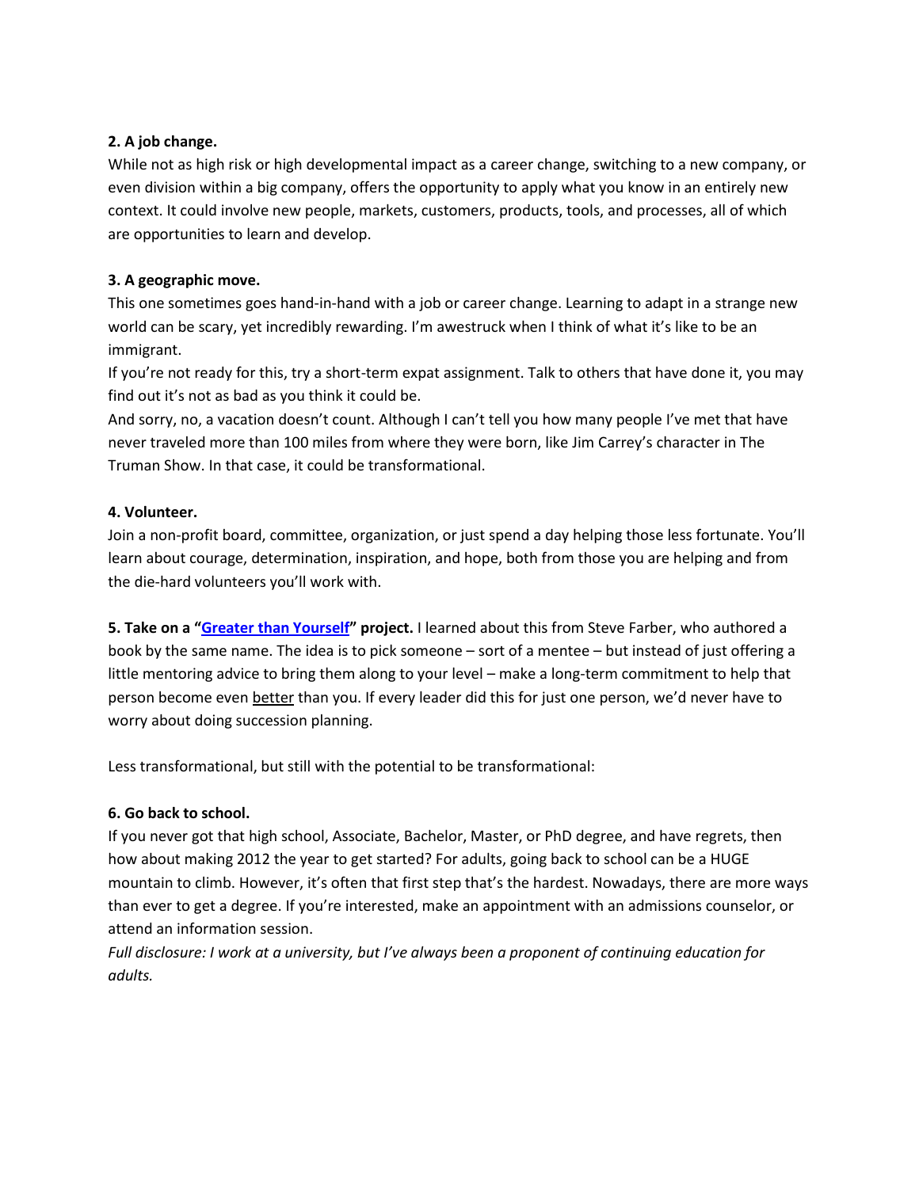**2. A job change.**
While not as high risk or high developmental impact as a career change, switching to a new company, or even division within a big company, offers the opportunity to apply what you know in an entirely new context. It could involve new people, markets, customers, products, tools, and processes, all of which are opportunities to learn and develop.

**3. A geographic move.**
This one sometimes goes hand-in-hand with a job or career change. Learning to adapt in a strange new world can be scary, yet incredibly rewarding. I'm awestruck when I think of what it's like to be an immigrant.
If you're not ready for this, try a short-term expat assignment. Talk to others that have done it, you may find out it's not as bad as you think it could be.
And sorry, no, a vacation doesn't count. Although I can't tell you how many people I've met that have never traveled more than 100 miles from where they were born, like Jim Carrey's character in The Truman Show. In that case, it could be transformational.

**4. Volunteer.**
Join a non-profit board, committee, organization, or just spend a day helping those less fortunate. You'll learn about courage, determination, inspiration, and hope, both from those you are helping and from the die-hard volunteers you'll work with.

**5. Take on a "Greater than Yourself" project.** I learned about this from Steve Farber, who authored a book by the same name. The idea is to pick someone – sort of a mentee – but instead of just offering a little mentoring advice to bring them along to your level – make a long-term commitment to help that person become even better than you. If every leader did this for just one person, we'd never have to worry about doing succession planning.

Less transformational, but still with the potential to be transformational:

**6. Go back to school.**
If you never got that high school, Associate, Bachelor, Master, or PhD degree, and have regrets, then how about making 2012 the year to get started? For adults, going back to school can be a HUGE mountain to climb. However, it's often that first step that's the hardest. Nowadays, there are more ways than ever to get a degree. If you're interested, make an appointment with an admissions counselor, or attend an information session.
*Full disclosure: I work at a university, but I've always been a proponent of continuing education for adults.*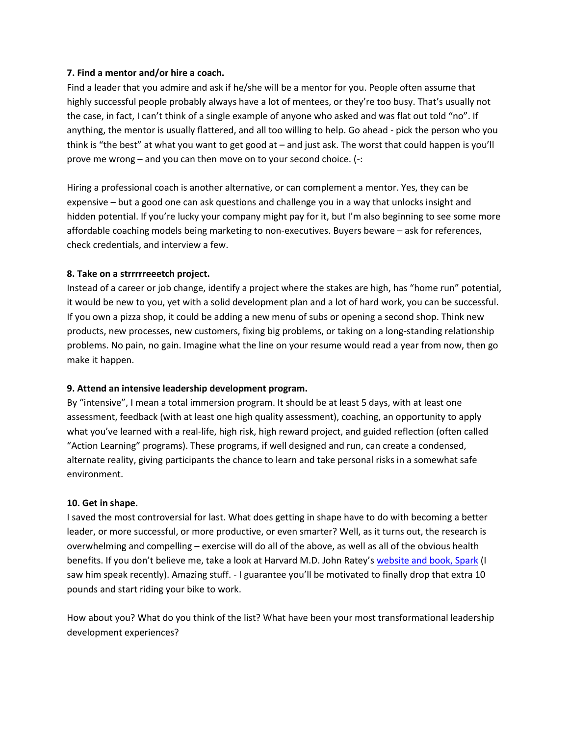**7. Find a mentor and/or hire a coach.**

Find a leader that you admire and ask if he/she will be a mentor for you. People often assume that highly successful people probably always have a lot of mentees, or they're too busy. That's usually not the case, in fact, I can't think of a single example of anyone who asked and was flat out told "no". If anything, the mentor is usually flattered, and all too willing to help. Go ahead - pick the person who you think is "the best" at what you want to get good at – and just ask. The worst that could happen is you'll prove me wrong – and you can then move on to your second choice. (-:

Hiring a professional coach is another alternative, or can complement a mentor. Yes, they can be expensive – but a good one can ask questions and challenge you in a way that unlocks insight and hidden potential. If you're lucky your company might pay for it, but I'm also beginning to see some more affordable coaching models being marketing to non-executives. Buyers beware – ask for references, check credentials, and interview a few.

**8. Take on a strrrrreeetch project.**

Instead of a career or job change, identify a project where the stakes are high, has "home run" potential, it would be new to you, yet with a solid development plan and a lot of hard work, you can be successful. If you own a pizza shop, it could be adding a new menu of subs or opening a second shop. Think new products, new processes, new customers, fixing big problems, or taking on a long-standing relationship problems. No pain, no gain. Imagine what the line on your resume would read a year from now, then go make it happen.

**9. Attend an intensive leadership development program.**

By "intensive", I mean a total immersion program. It should be at least 5 days, with at least one assessment, feedback (with at least one high quality assessment), coaching, an opportunity to apply what you've learned with a real-life, high risk, high reward project, and guided reflection (often called "Action Learning" programs). These programs, if well designed and run, can create a condensed, alternate reality, giving participants the chance to learn and take personal risks in a somewhat safe environment.

**10. Get in shape.**

I saved the most controversial for last. What does getting in shape have to do with becoming a better leader, or more successful, or more productive, or even smarter? Well, as it turns out, the research is overwhelming and compelling – exercise will do all of the above, as well as all of the obvious health benefits. If you don't believe me, take a look at Harvard M.D. John Ratey's website and book, Spark (I saw him speak recently). Amazing stuff. - I guarantee you'll be motivated to finally drop that extra 10 pounds and start riding your bike to work.

How about you? What do you think of the list? What have been your most transformational leadership development experiences?